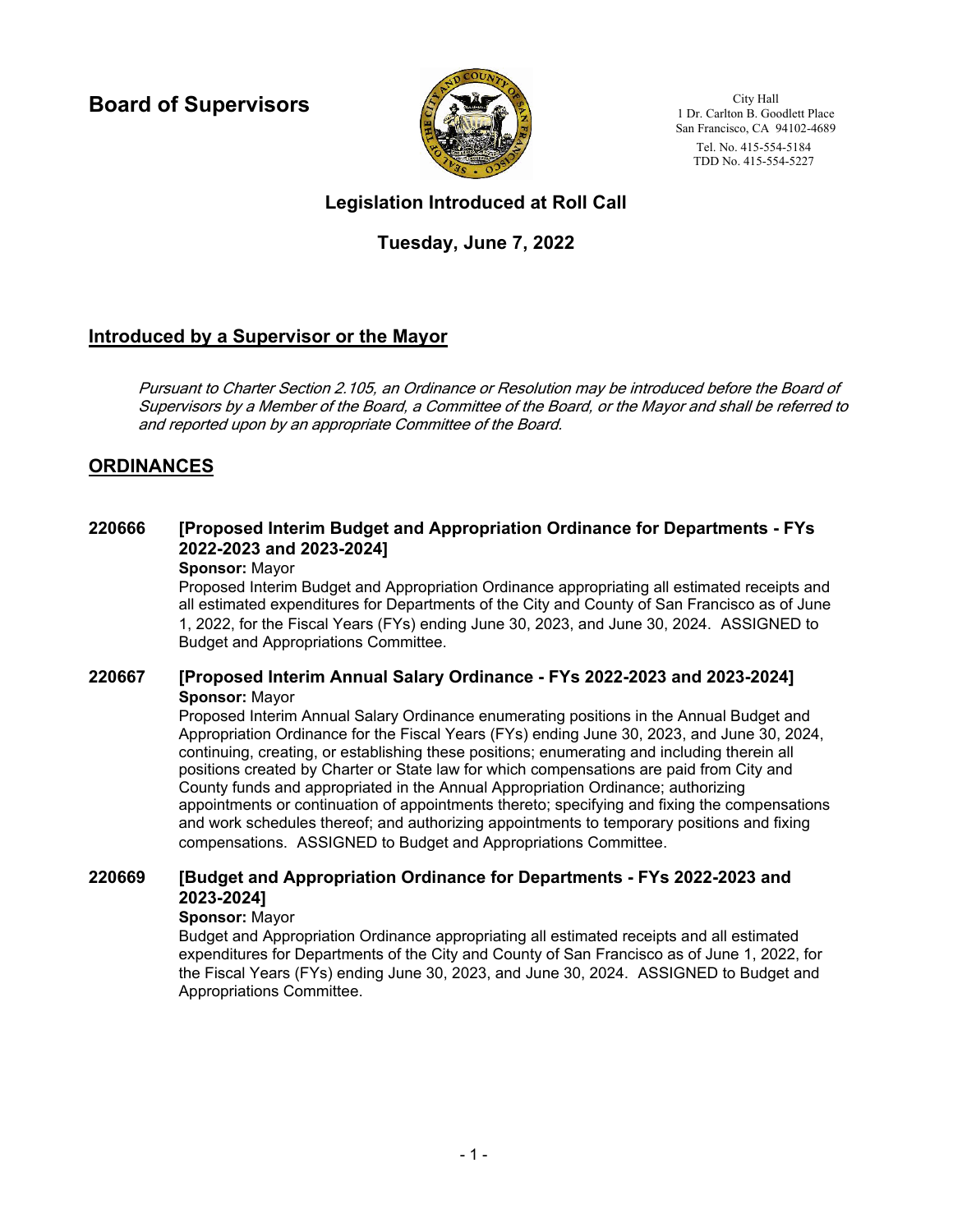# Board of Supervisors

City Hall
1 Dr. Carlton B. Goodlett Place
San Francisco, CA 94102-4689
Tel. No. 415-554-5184
TDD No. 415-554-5227

## Legislation Introduced at Roll Call

## Tuesday, June 7, 2022

## Introduced by a Supervisor or the Mayor

*Pursuant to Charter Section 2.105, an Ordinance or Resolution may be introduced before the Board of Supervisors by a Member of the Board, a Committee of the Board, or the Mayor and shall be referred to and reported upon by an appropriate Committee of the Board.*

## ORDINANCES

### 220666 [Proposed Interim Budget and Appropriation Ordinance for Departments - FYs 2022-2023 and 2023-2024]

**Sponsor:** Mayor

Proposed Interim Budget and Appropriation Ordinance appropriating all estimated receipts and all estimated expenditures for Departments of the City and County of San Francisco as of June 1, 2022, for the Fiscal Years (FYs) ending June 30, 2023, and June 30, 2024. ASSIGNED to Budget and Appropriations Committee.

### 220667 [Proposed Interim Annual Salary Ordinance - FYs 2022-2023 and 2023-2024]

**Sponsor:** Mayor

Proposed Interim Annual Salary Ordinance enumerating positions in the Annual Budget and Appropriation Ordinance for the Fiscal Years (FYs) ending June 30, 2023, and June 30, 2024, continuing, creating, or establishing these positions; enumerating and including therein all positions created by Charter or State law for which compensations are paid from City and County funds and appropriated in the Annual Appropriation Ordinance; authorizing appointments or continuation of appointments thereto; specifying and fixing the compensations and work schedules thereof; and authorizing appointments to temporary positions and fixing compensations. ASSIGNED to Budget and Appropriations Committee.

### 220669 [Budget and Appropriation Ordinance for Departments - FYs 2022-2023 and 2023-2024]

**Sponsor:** Mayor

Budget and Appropriation Ordinance appropriating all estimated receipts and all estimated expenditures for Departments of the City and County of San Francisco as of June 1, 2022, for the Fiscal Years (FYs) ending June 30, 2023, and June 30, 2024. ASSIGNED to Budget and Appropriations Committee.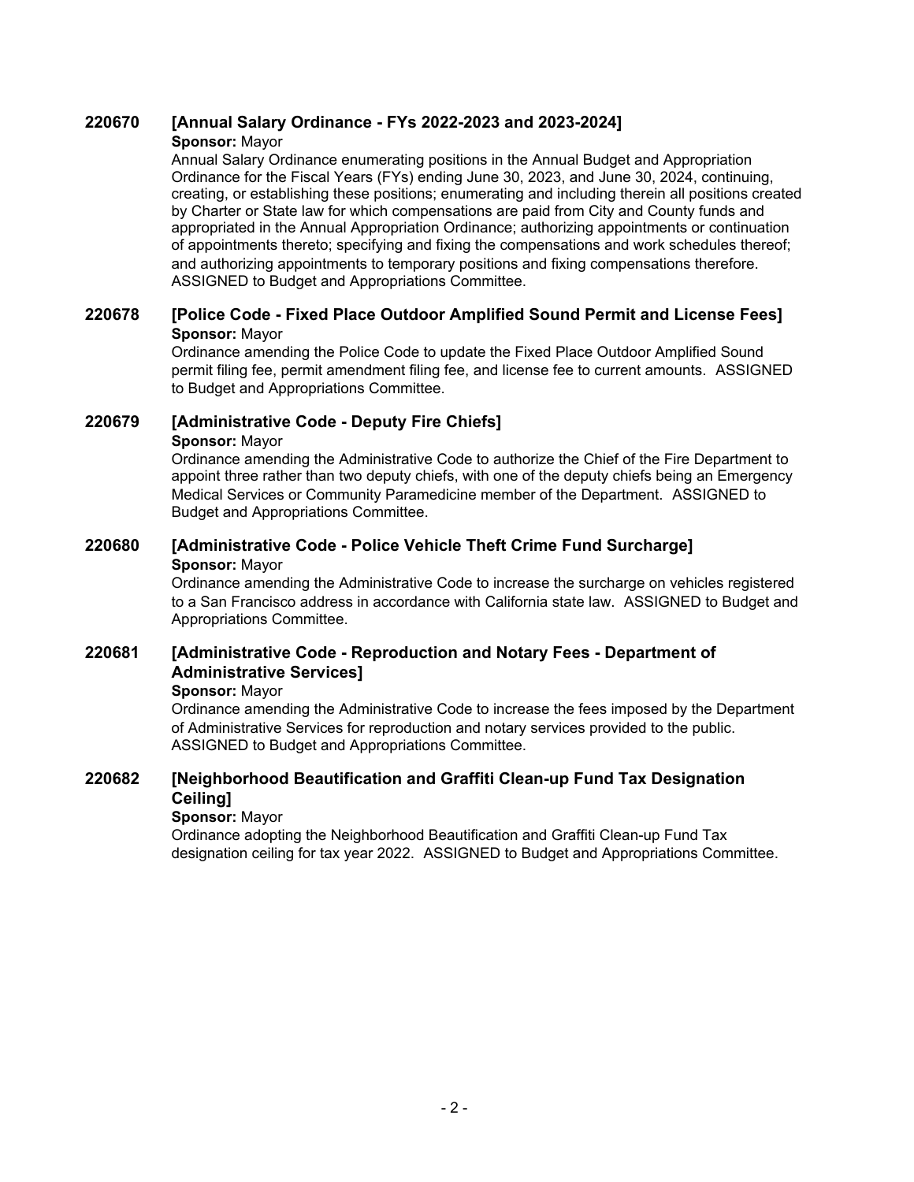**220670 [Annual Salary Ordinance - FYs 2022-2023 and 2023-2024]**

**Sponsor:** Mayor

Annual Salary Ordinance enumerating positions in the Annual Budget and Appropriation Ordinance for the Fiscal Years (FYs) ending June 30, 2023, and June 30, 2024, continuing, creating, or establishing these positions; enumerating and including therein all positions created by Charter or State law for which compensations are paid from City and County funds and appropriated in the Annual Appropriation Ordinance; authorizing appointments or continuation of appointments thereto; specifying and fixing the compensations and work schedules thereof; and authorizing appointments to temporary positions and fixing compensations therefore. ASSIGNED to Budget and Appropriations Committee.

**220678 [Police Code - Fixed Place Outdoor Amplified Sound Permit and License Fees]**

**Sponsor:** Mayor

Ordinance amending the Police Code to update the Fixed Place Outdoor Amplified Sound permit filing fee, permit amendment filing fee, and license fee to current amounts. ASSIGNED to Budget and Appropriations Committee.

**220679 [Administrative Code - Deputy Fire Chiefs]**

**Sponsor:** Mayor

Ordinance amending the Administrative Code to authorize the Chief of the Fire Department to appoint three rather than two deputy chiefs, with one of the deputy chiefs being an Emergency Medical Services or Community Paramedicine member of the Department. ASSIGNED to Budget and Appropriations Committee.

**220680 [Administrative Code - Police Vehicle Theft Crime Fund Surcharge]**

**Sponsor:** Mayor

Ordinance amending the Administrative Code to increase the surcharge on vehicles registered to a San Francisco address in accordance with California state law. ASSIGNED to Budget and Appropriations Committee.

**220681 [Administrative Code - Reproduction and Notary Fees - Department of Administrative Services]**

**Sponsor:** Mayor

Ordinance amending the Administrative Code to increase the fees imposed by the Department of Administrative Services for reproduction and notary services provided to the public. ASSIGNED to Budget and Appropriations Committee.

**220682 [Neighborhood Beautification and Graffiti Clean-up Fund Tax Designation Ceiling]**

**Sponsor:** Mayor

Ordinance adopting the Neighborhood Beautification and Graffiti Clean-up Fund Tax designation ceiling for tax year 2022. ASSIGNED to Budget and Appropriations Committee.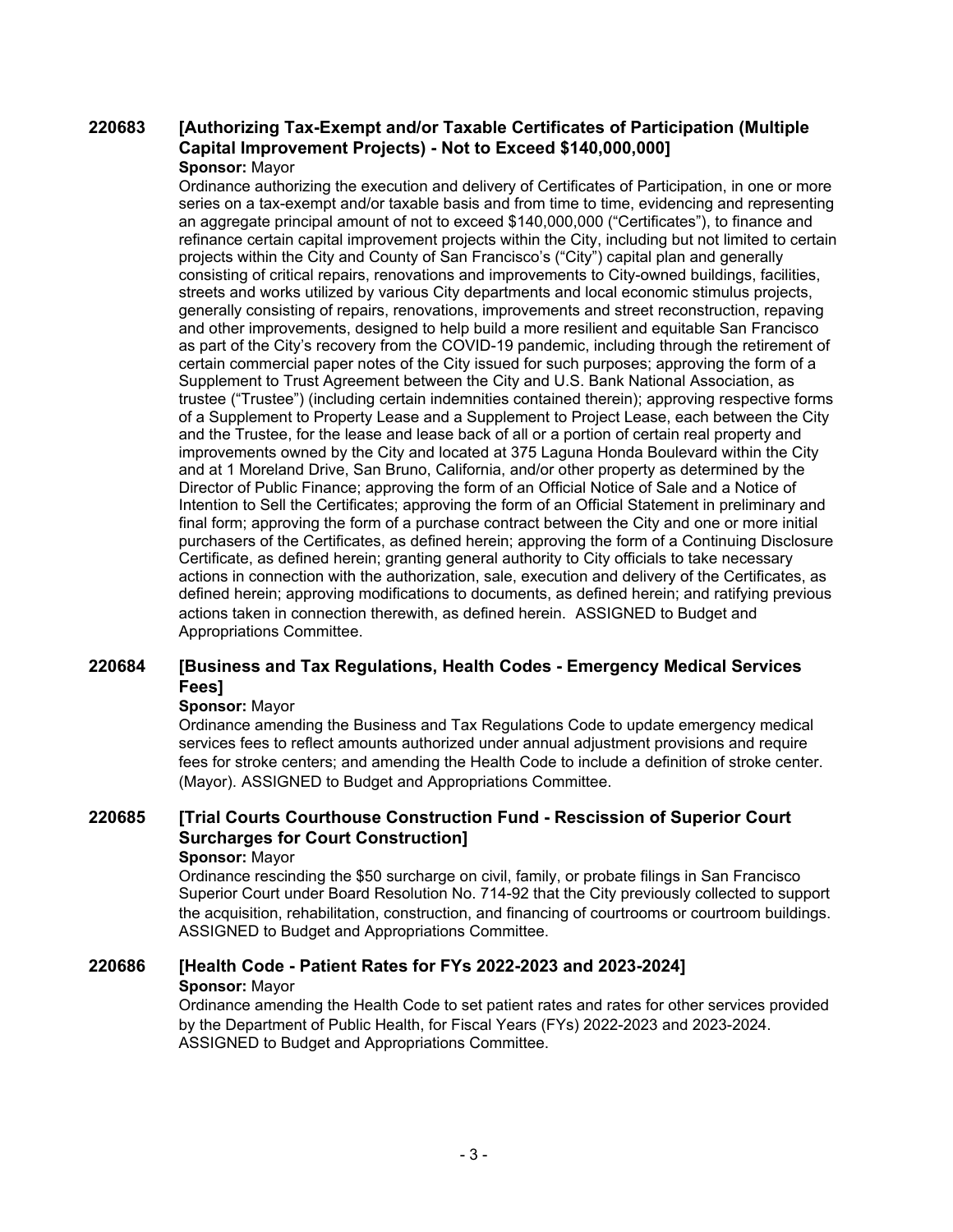## 220683 [Authorizing Tax-Exempt and/or Taxable Certificates of Participation (Multiple Capital Improvement Projects) - Not to Exceed $140,000,000]

**Sponsor:** Mayor

Ordinance authorizing the execution and delivery of Certificates of Participation, in one or more series on a tax-exempt and/or taxable basis and from time to time, evidencing and representing an aggregate principal amount of not to exceed $140,000,000 ("Certificates"), to finance and refinance certain capital improvement projects within the City, including but not limited to certain projects within the City and County of San Francisco's ("City") capital plan and generally consisting of critical repairs, renovations and improvements to City-owned buildings, facilities, streets and works utilized by various City departments and local economic stimulus projects, generally consisting of repairs, renovations, improvements and street reconstruction, repaving and other improvements, designed to help build a more resilient and equitable San Francisco as part of the City's recovery from the COVID-19 pandemic, including through the retirement of certain commercial paper notes of the City issued for such purposes; approving the form of a Supplement to Trust Agreement between the City and U.S. Bank National Association, as trustee ("Trustee") (including certain indemnities contained therein); approving respective forms of a Supplement to Property Lease and a Supplement to Project Lease, each between the City and the Trustee, for the lease and lease back of all or a portion of certain real property and improvements owned by the City and located at 375 Laguna Honda Boulevard within the City and at 1 Moreland Drive, San Bruno, California, and/or other property as determined by the Director of Public Finance; approving the form of an Official Notice of Sale and a Notice of Intention to Sell the Certificates; approving the form of an Official Statement in preliminary and final form; approving the form of a purchase contract between the City and one or more initial purchasers of the Certificates, as defined herein; approving the form of a Continuing Disclosure Certificate, as defined herein; granting general authority to City officials to take necessary actions in connection with the authorization, sale, execution and delivery of the Certificates, as defined herein; approving modifications to documents, as defined herein; and ratifying previous actions taken in connection therewith, as defined herein. ASSIGNED to Budget and Appropriations Committee.

## 220684 [Business and Tax Regulations, Health Codes - Emergency Medical Services Fees]

**Sponsor:** Mayor

Ordinance amending the Business and Tax Regulations Code to update emergency medical services fees to reflect amounts authorized under annual adjustment provisions and require fees for stroke centers; and amending the Health Code to include a definition of stroke center. (Mayor). ASSIGNED to Budget and Appropriations Committee.

## 220685 [Trial Courts Courthouse Construction Fund - Rescission of Superior Court Surcharges for Court Construction]

**Sponsor:** Mayor

Ordinance rescinding the $50 surcharge on civil, family, or probate filings in San Francisco Superior Court under Board Resolution No. 714-92 that the City previously collected to support the acquisition, rehabilitation, construction, and financing of courtrooms or courtroom buildings. ASSIGNED to Budget and Appropriations Committee.

## 220686 [Health Code - Patient Rates for FYs 2022-2023 and 2023-2024]

**Sponsor:** Mayor

Ordinance amending the Health Code to set patient rates and rates for other services provided by the Department of Public Health, for Fiscal Years (FYs) 2022-2023 and 2023-2024. ASSIGNED to Budget and Appropriations Committee.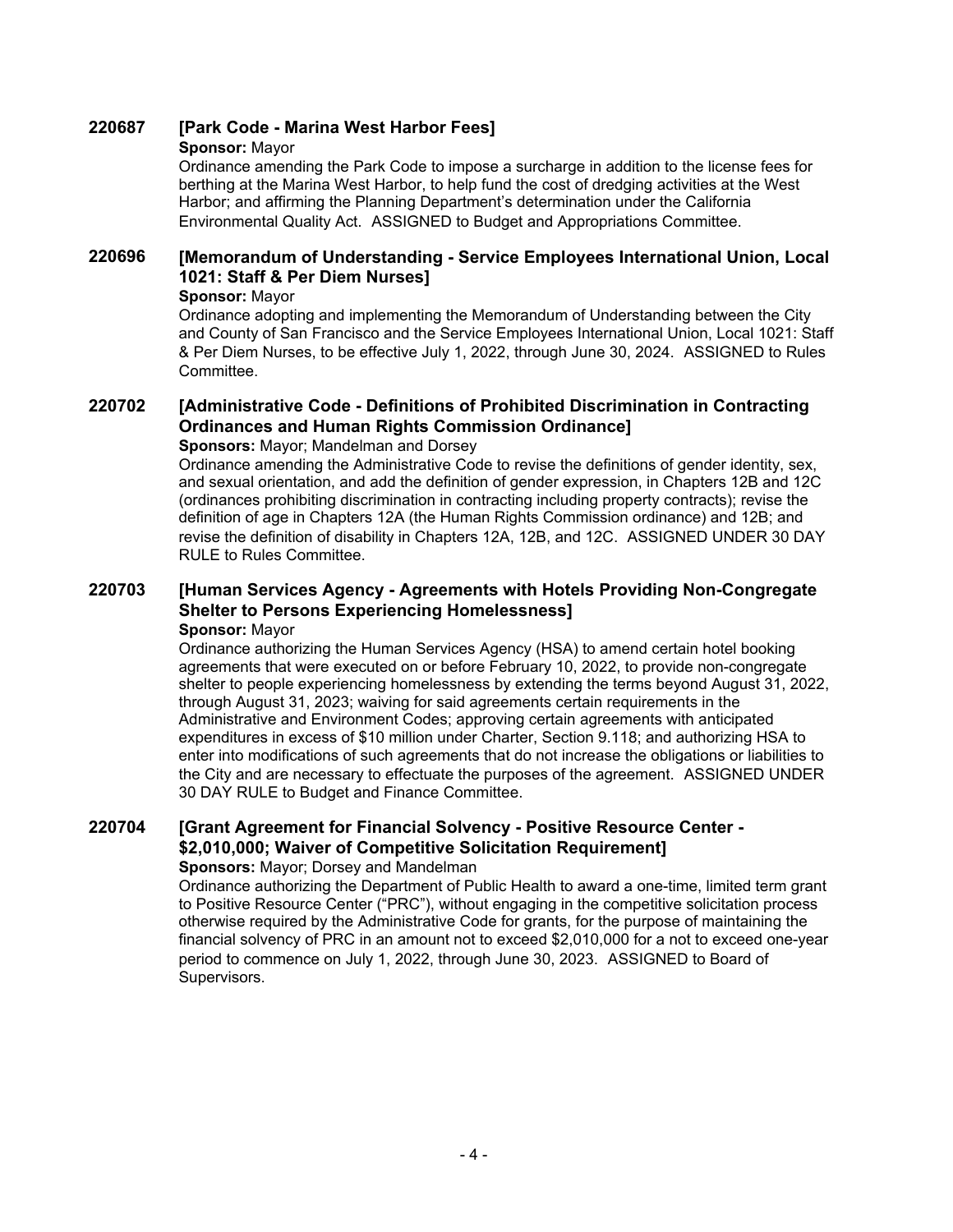### 220687 [Park Code - Marina West Harbor Fees]

**Sponsor:** Mayor

Ordinance amending the Park Code to impose a surcharge in addition to the license fees for berthing at the Marina West Harbor, to help fund the cost of dredging activities at the West Harbor; and affirming the Planning Department's determination under the California Environmental Quality Act. ASSIGNED to Budget and Appropriations Committee.

### 220696 [Memorandum of Understanding - Service Employees International Union, Local 1021: Staff & Per Diem Nurses]

**Sponsor:** Mayor

Ordinance adopting and implementing the Memorandum of Understanding between the City and County of San Francisco and the Service Employees International Union, Local 1021: Staff & Per Diem Nurses, to be effective July 1, 2022, through June 30, 2024. ASSIGNED to Rules Committee.

### 220702 [Administrative Code - Definitions of Prohibited Discrimination in Contracting Ordinances and Human Rights Commission Ordinance]

**Sponsors:** Mayor; Mandelman and Dorsey

Ordinance amending the Administrative Code to revise the definitions of gender identity, sex, and sexual orientation, and add the definition of gender expression, in Chapters 12B and 12C (ordinances prohibiting discrimination in contracting including property contracts); revise the definition of age in Chapters 12A (the Human Rights Commission ordinance) and 12B; and revise the definition of disability in Chapters 12A, 12B, and 12C. ASSIGNED UNDER 30 DAY RULE to Rules Committee.

### 220703 [Human Services Agency - Agreements with Hotels Providing Non-Congregate Shelter to Persons Experiencing Homelessness]

**Sponsor:** Mayor

Ordinance authorizing the Human Services Agency (HSA) to amend certain hotel booking agreements that were executed on or before February 10, 2022, to provide non-congregate shelter to people experiencing homelessness by extending the terms beyond August 31, 2022, through August 31, 2023; waiving for said agreements certain requirements in the Administrative and Environment Codes; approving certain agreements with anticipated expenditures in excess of $10 million under Charter, Section 9.118; and authorizing HSA to enter into modifications of such agreements that do not increase the obligations or liabilities to the City and are necessary to effectuate the purposes of the agreement. ASSIGNED UNDER 30 DAY RULE to Budget and Finance Committee.

### 220704 [Grant Agreement for Financial Solvency - Positive Resource Center - $2,010,000; Waiver of Competitive Solicitation Requirement]

**Sponsors:** Mayor; Dorsey and Mandelman

Ordinance authorizing the Department of Public Health to award a one-time, limited term grant to Positive Resource Center ("PRC"), without engaging in the competitive solicitation process otherwise required by the Administrative Code for grants, for the purpose of maintaining the financial solvency of PRC in an amount not to exceed $2,010,000 for a not to exceed one-year period to commence on July 1, 2022, through June 30, 2023. ASSIGNED to Board of Supervisors.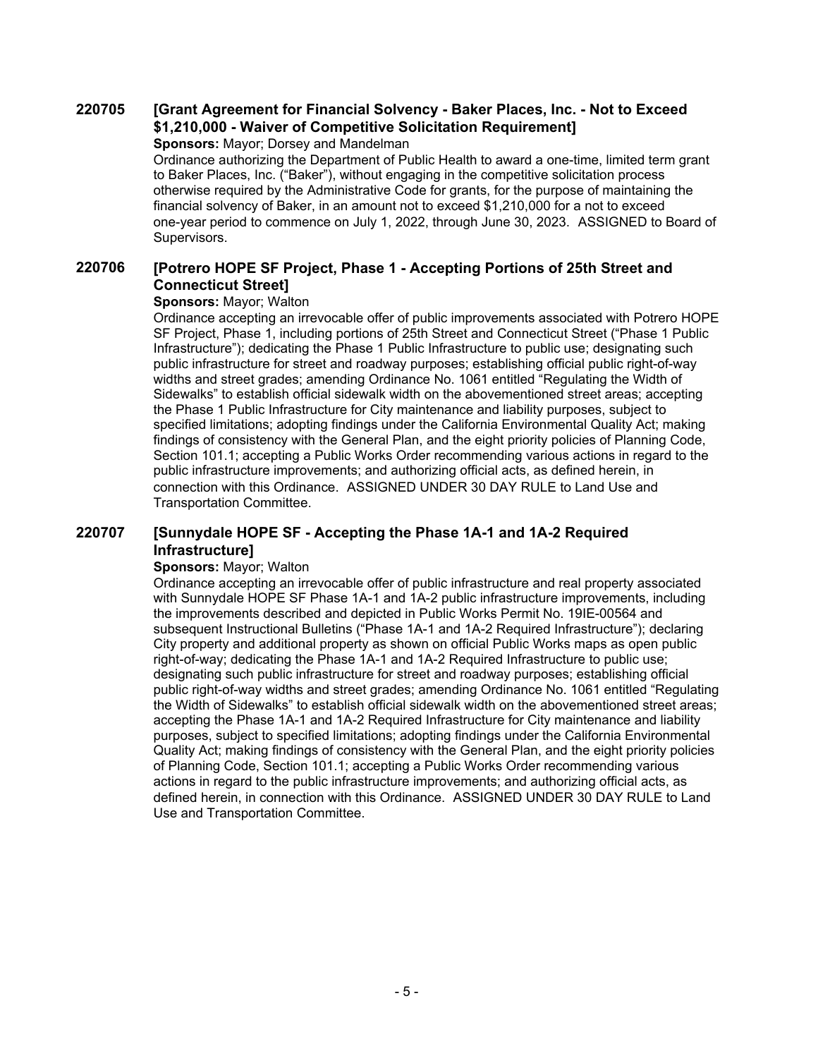**220705 [Grant Agreement for Financial Solvency - Baker Places, Inc. - Not to Exceed $1,210,000 - Waiver of Competitive Solicitation Requirement]**

**Sponsors:** Mayor; Dorsey and Mandelman

Ordinance authorizing the Department of Public Health to award a one-time, limited term grant to Baker Places, Inc. ("Baker"), without engaging in the competitive solicitation process otherwise required by the Administrative Code for grants, for the purpose of maintaining the financial solvency of Baker, in an amount not to exceed $1,210,000 for a not to exceed one-year period to commence on July 1, 2022, through June 30, 2023. ASSIGNED to Board of Supervisors.

**220706 [Potrero HOPE SF Project, Phase 1 - Accepting Portions of 25th Street and Connecticut Street]**

**Sponsors:** Mayor; Walton

Ordinance accepting an irrevocable offer of public improvements associated with Potrero HOPE SF Project, Phase 1, including portions of 25th Street and Connecticut Street ("Phase 1 Public Infrastructure"); dedicating the Phase 1 Public Infrastructure to public use; designating such public infrastructure for street and roadway purposes; establishing official public right-of-way widths and street grades; amending Ordinance No. 1061 entitled "Regulating the Width of Sidewalks" to establish official sidewalk width on the abovementioned street areas; accepting the Phase 1 Public Infrastructure for City maintenance and liability purposes, subject to specified limitations; adopting findings under the California Environmental Quality Act; making findings of consistency with the General Plan, and the eight priority policies of Planning Code, Section 101.1; accepting a Public Works Order recommending various actions in regard to the public infrastructure improvements; and authorizing official acts, as defined herein, in connection with this Ordinance. ASSIGNED UNDER 30 DAY RULE to Land Use and Transportation Committee.

**220707 [Sunnydale HOPE SF - Accepting the Phase 1A-1 and 1A-2 Required Infrastructure]**

**Sponsors:** Mayor; Walton

Ordinance accepting an irrevocable offer of public infrastructure and real property associated with Sunnydale HOPE SF Phase 1A-1 and 1A-2 public infrastructure improvements, including the improvements described and depicted in Public Works Permit No. 19IE-00564 and subsequent Instructional Bulletins ("Phase 1A-1 and 1A-2 Required Infrastructure"); declaring City property and additional property as shown on official Public Works maps as open public right-of-way; dedicating the Phase 1A-1 and 1A-2 Required Infrastructure to public use; designating such public infrastructure for street and roadway purposes; establishing official public right-of-way widths and street grades; amending Ordinance No. 1061 entitled "Regulating the Width of Sidewalks" to establish official sidewalk width on the abovementioned street areas; accepting the Phase 1A-1 and 1A-2 Required Infrastructure for City maintenance and liability purposes, subject to specified limitations; adopting findings under the California Environmental Quality Act; making findings of consistency with the General Plan, and the eight priority policies of Planning Code, Section 101.1; accepting a Public Works Order recommending various actions in regard to the public infrastructure improvements; and authorizing official acts, as defined herein, in connection with this Ordinance. ASSIGNED UNDER 30 DAY RULE to Land Use and Transportation Committee.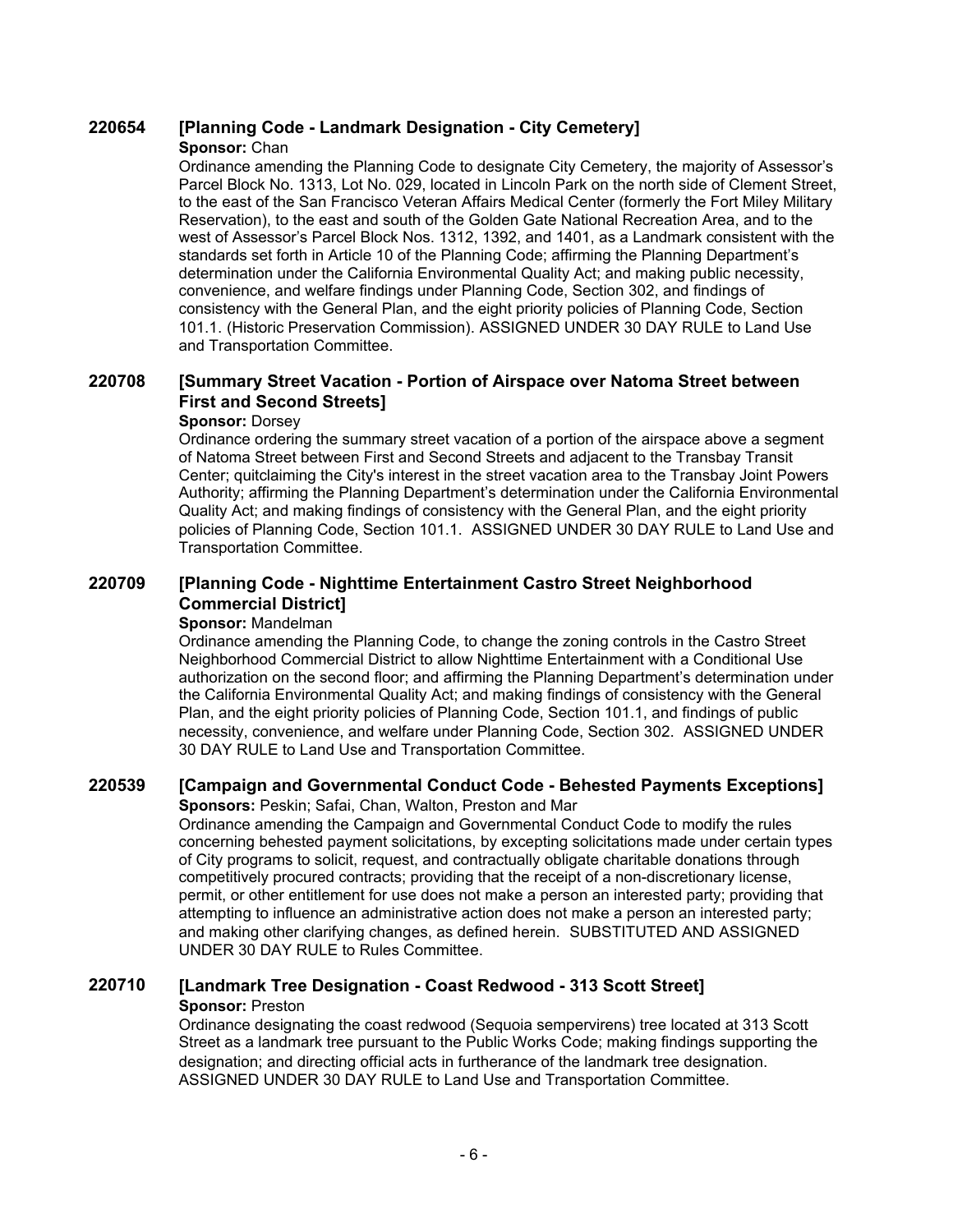### 220654 [Planning Code - Landmark Designation - City Cemetery]

**Sponsor:** Chan

Ordinance amending the Planning Code to designate City Cemetery, the majority of Assessor's Parcel Block No. 1313, Lot No. 029, located in Lincoln Park on the north side of Clement Street, to the east of the San Francisco Veteran Affairs Medical Center (formerly the Fort Miley Military Reservation), to the east and south of the Golden Gate National Recreation Area, and to the west of Assessor's Parcel Block Nos. 1312, 1392, and 1401, as a Landmark consistent with the standards set forth in Article 10 of the Planning Code; affirming the Planning Department's determination under the California Environmental Quality Act; and making public necessity, convenience, and welfare findings under Planning Code, Section 302, and findings of consistency with the General Plan, and the eight priority policies of Planning Code, Section 101.1. (Historic Preservation Commission). ASSIGNED UNDER 30 DAY RULE to Land Use and Transportation Committee.

### 220708 [Summary Street Vacation - Portion of Airspace over Natoma Street between First and Second Streets]

**Sponsor:** Dorsey

Ordinance ordering the summary street vacation of a portion of the airspace above a segment of Natoma Street between First and Second Streets and adjacent to the Transbay Transit Center; quitclaiming the City's interest in the street vacation area to the Transbay Joint Powers Authority; affirming the Planning Department's determination under the California Environmental Quality Act; and making findings of consistency with the General Plan, and the eight priority policies of Planning Code, Section 101.1. ASSIGNED UNDER 30 DAY RULE to Land Use and Transportation Committee.

### 220709 [Planning Code - Nighttime Entertainment Castro Street Neighborhood Commercial District]

**Sponsor:** Mandelman

Ordinance amending the Planning Code, to change the zoning controls in the Castro Street Neighborhood Commercial District to allow Nighttime Entertainment with a Conditional Use authorization on the second floor; and affirming the Planning Department's determination under the California Environmental Quality Act; and making findings of consistency with the General Plan, and the eight priority policies of Planning Code, Section 101.1, and findings of public necessity, convenience, and welfare under Planning Code, Section 302. ASSIGNED UNDER 30 DAY RULE to Land Use and Transportation Committee.

### 220539 [Campaign and Governmental Conduct Code - Behested Payments Exceptions]

**Sponsors:** Peskin; Safai, Chan, Walton, Preston and Mar

Ordinance amending the Campaign and Governmental Conduct Code to modify the rules concerning behested payment solicitations, by excepting solicitations made under certain types of City programs to solicit, request, and contractually obligate charitable donations through competitively procured contracts; providing that the receipt of a non-discretionary license, permit, or other entitlement for use does not make a person an interested party; providing that attempting to influence an administrative action does not make a person an interested party; and making other clarifying changes, as defined herein. SUBSTITUTED AND ASSIGNED UNDER 30 DAY RULE to Rules Committee.

### 220710 [Landmark Tree Designation - Coast Redwood - 313 Scott Street]

**Sponsor:** Preston

Ordinance designating the coast redwood (Sequoia sempervirens) tree located at 313 Scott Street as a landmark tree pursuant to the Public Works Code; making findings supporting the designation; and directing official acts in furtherance of the landmark tree designation. ASSIGNED UNDER 30 DAY RULE to Land Use and Transportation Committee.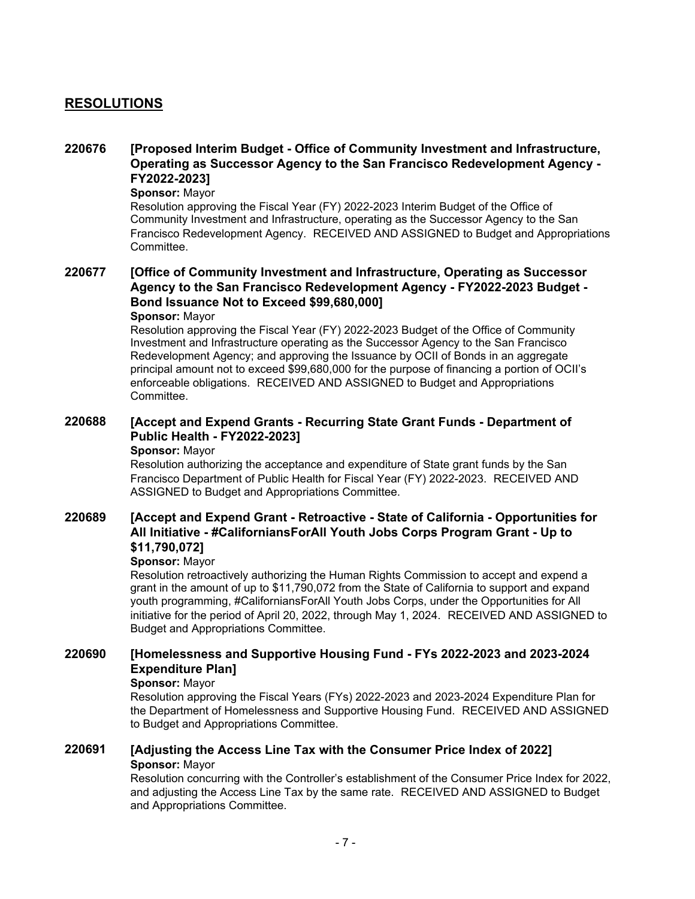## RESOLUTIONS

**220676 [Proposed Interim Budget - Office of Community Investment and Infrastructure, Operating as Successor Agency to the San Francisco Redevelopment Agency - FY2022-2023]**

**Sponsor:** Mayor

Resolution approving the Fiscal Year (FY) 2022-2023 Interim Budget of the Office of Community Investment and Infrastructure, operating as the Successor Agency to the San Francisco Redevelopment Agency. RECEIVED AND ASSIGNED to Budget and Appropriations Committee.

**220677 [Office of Community Investment and Infrastructure, Operating as Successor Agency to the San Francisco Redevelopment Agency - FY2022-2023 Budget - Bond Issuance Not to Exceed $99,680,000]**

**Sponsor:** Mayor

Resolution approving the Fiscal Year (FY) 2022-2023 Budget of the Office of Community Investment and Infrastructure operating as the Successor Agency to the San Francisco Redevelopment Agency; and approving the Issuance by OCII of Bonds in an aggregate principal amount not to exceed $99,680,000 for the purpose of financing a portion of OCII's enforceable obligations. RECEIVED AND ASSIGNED to Budget and Appropriations Committee.

**220688 [Accept and Expend Grants - Recurring State Grant Funds - Department of Public Health - FY2022-2023]**

**Sponsor:** Mayor

Resolution authorizing the acceptance and expenditure of State grant funds by the San Francisco Department of Public Health for Fiscal Year (FY) 2022-2023. RECEIVED AND ASSIGNED to Budget and Appropriations Committee.

**220689 [Accept and Expend Grant - Retroactive - State of California - Opportunities for All Initiative - #CaliforniansForAll Youth Jobs Corps Program Grant - Up to $11,790,072]**

**Sponsor:** Mayor

Resolution retroactively authorizing the Human Rights Commission to accept and expend a grant in the amount of up to $11,790,072 from the State of California to support and expand youth programming, #CaliforniansForAll Youth Jobs Corps, under the Opportunities for All initiative for the period of April 20, 2022, through May 1, 2024. RECEIVED AND ASSIGNED to Budget and Appropriations Committee.

**220690 [Homelessness and Supportive Housing Fund - FYs 2022-2023 and 2023-2024 Expenditure Plan]**

**Sponsor:** Mayor

Resolution approving the Fiscal Years (FYs) 2022-2023 and 2023-2024 Expenditure Plan for the Department of Homelessness and Supportive Housing Fund. RECEIVED AND ASSIGNED to Budget and Appropriations Committee.

**220691 [Adjusting the Access Line Tax with the Consumer Price Index of 2022]**

**Sponsor:** Mayor

Resolution concurring with the Controller's establishment of the Consumer Price Index for 2022, and adjusting the Access Line Tax by the same rate. RECEIVED AND ASSIGNED to Budget and Appropriations Committee.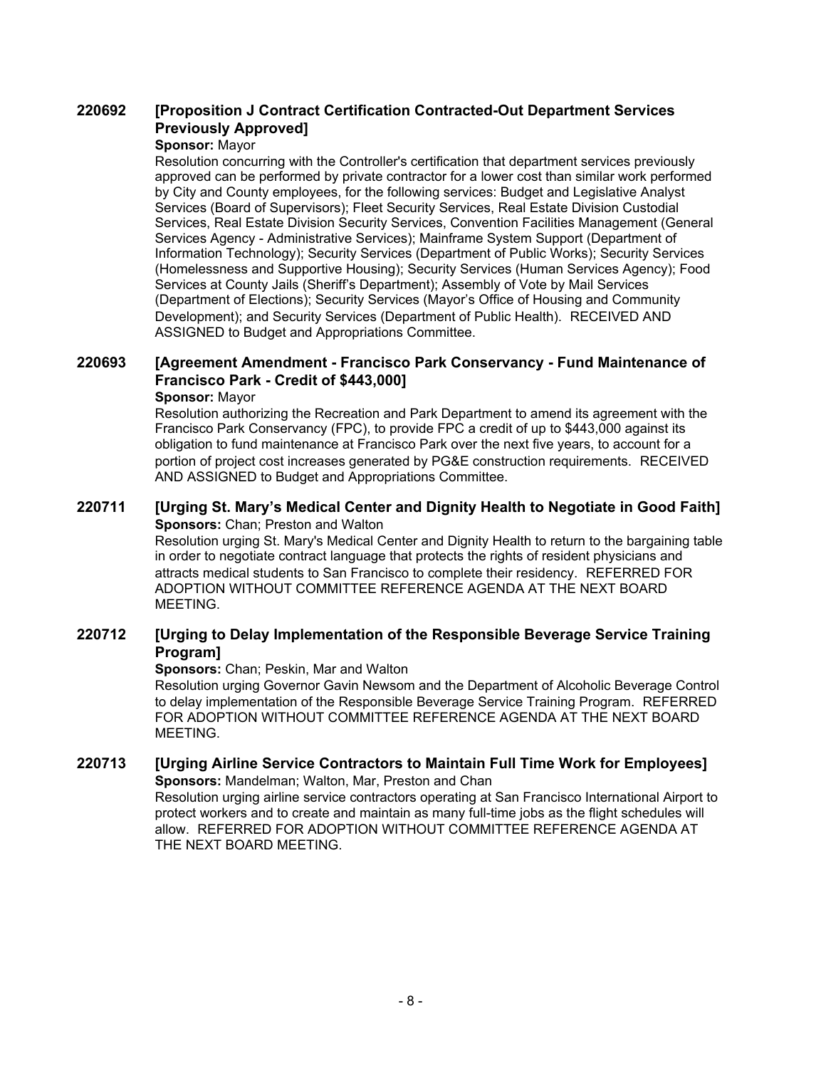**220692 [Proposition J Contract Certification Contracted-Out Department Services Previously Approved]**

**Sponsor:** Mayor

Resolution concurring with the Controller's certification that department services previously approved can be performed by private contractor for a lower cost than similar work performed by City and County employees, for the following services: Budget and Legislative Analyst Services (Board of Supervisors); Fleet Security Services, Real Estate Division Custodial Services, Real Estate Division Security Services, Convention Facilities Management (General Services Agency - Administrative Services); Mainframe System Support (Department of Information Technology); Security Services (Department of Public Works); Security Services (Homelessness and Supportive Housing); Security Services (Human Services Agency); Food Services at County Jails (Sheriff's Department); Assembly of Vote by Mail Services (Department of Elections); Security Services (Mayor's Office of Housing and Community Development); and Security Services (Department of Public Health). RECEIVED AND ASSIGNED to Budget and Appropriations Committee.

**220693 [Agreement Amendment - Francisco Park Conservancy - Fund Maintenance of Francisco Park - Credit of $443,000]**

**Sponsor:** Mayor

Resolution authorizing the Recreation and Park Department to amend its agreement with the Francisco Park Conservancy (FPC), to provide FPC a credit of up to $443,000 against its obligation to fund maintenance at Francisco Park over the next five years, to account for a portion of project cost increases generated by PG&E construction requirements. RECEIVED AND ASSIGNED to Budget and Appropriations Committee.

**220711 [Urging St. Mary's Medical Center and Dignity Health to Negotiate in Good Faith]**

**Sponsors:** Chan; Preston and Walton

Resolution urging St. Mary's Medical Center and Dignity Health to return to the bargaining table in order to negotiate contract language that protects the rights of resident physicians and attracts medical students to San Francisco to complete their residency. REFERRED FOR ADOPTION WITHOUT COMMITTEE REFERENCE AGENDA AT THE NEXT BOARD MEETING.

**220712 [Urging to Delay Implementation of the Responsible Beverage Service Training Program]**

**Sponsors:** Chan; Peskin, Mar and Walton

Resolution urging Governor Gavin Newsom and the Department of Alcoholic Beverage Control to delay implementation of the Responsible Beverage Service Training Program. REFERRED FOR ADOPTION WITHOUT COMMITTEE REFERENCE AGENDA AT THE NEXT BOARD MEETING.

**220713 [Urging Airline Service Contractors to Maintain Full Time Work for Employees]**

**Sponsors:** Mandelman; Walton, Mar, Preston and Chan

Resolution urging airline service contractors operating at San Francisco International Airport to protect workers and to create and maintain as many full-time jobs as the flight schedules will allow. REFERRED FOR ADOPTION WITHOUT COMMITTEE REFERENCE AGENDA AT THE NEXT BOARD MEETING.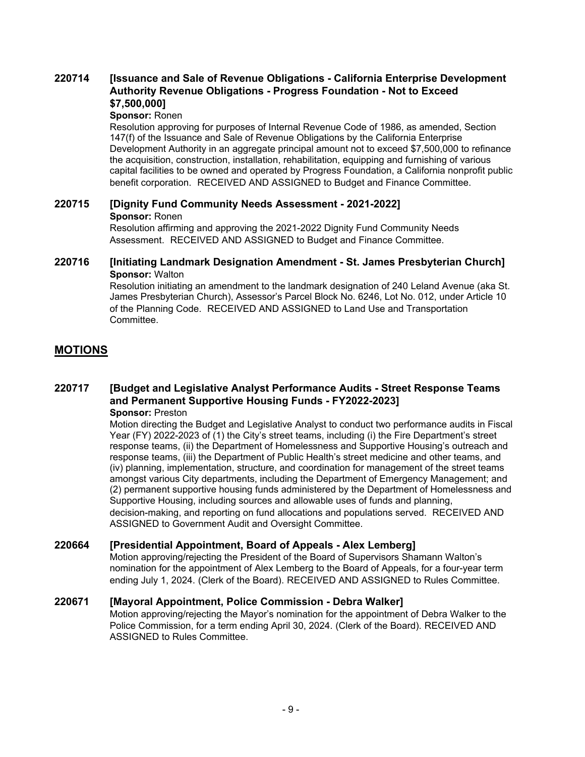**220714 [Issuance and Sale of Revenue Obligations - California Enterprise Development Authority Revenue Obligations - Progress Foundation - Not to Exceed $7,500,000]**

**Sponsor:** Ronen

Resolution approving for purposes of Internal Revenue Code of 1986, as amended, Section 147(f) of the Issuance and Sale of Revenue Obligations by the California Enterprise Development Authority in an aggregate principal amount not to exceed $7,500,000 to refinance the acquisition, construction, installation, rehabilitation, equipping and furnishing of various capital facilities to be owned and operated by Progress Foundation, a California nonprofit public benefit corporation. RECEIVED AND ASSIGNED to Budget and Finance Committee.

**220715 [Dignity Fund Community Needs Assessment - 2021-2022]**

**Sponsor:** Ronen

Resolution affirming and approving the 2021-2022 Dignity Fund Community Needs Assessment. RECEIVED AND ASSIGNED to Budget and Finance Committee.

**220716 [Initiating Landmark Designation Amendment - St. James Presbyterian Church]**

**Sponsor:** Walton

Resolution initiating an amendment to the landmark designation of 240 Leland Avenue (aka St. James Presbyterian Church), Assessor's Parcel Block No. 6246, Lot No. 012, under Article 10 of the Planning Code. RECEIVED AND ASSIGNED to Land Use and Transportation Committee.

## MOTIONS

**220717 [Budget and Legislative Analyst Performance Audits - Street Response Teams and Permanent Supportive Housing Funds - FY2022-2023]**

**Sponsor:** Preston

Motion directing the Budget and Legislative Analyst to conduct two performance audits in Fiscal Year (FY) 2022-2023 of (1) the City's street teams, including (i) the Fire Department's street response teams, (ii) the Department of Homelessness and Supportive Housing's outreach and response teams, (iii) the Department of Public Health's street medicine and other teams, and (iv) planning, implementation, structure, and coordination for management of the street teams amongst various City departments, including the Department of Emergency Management; and (2) permanent supportive housing funds administered by the Department of Homelessness and Supportive Housing, including sources and allowable uses of funds and planning, decision-making, and reporting on fund allocations and populations served. RECEIVED AND ASSIGNED to Government Audit and Oversight Committee.

**220664 [Presidential Appointment, Board of Appeals - Alex Lemberg]**

Motion approving/rejecting the President of the Board of Supervisors Shamann Walton's nomination for the appointment of Alex Lemberg to the Board of Appeals, for a four-year term ending July 1, 2024. (Clerk of the Board). RECEIVED AND ASSIGNED to Rules Committee.

**220671 [Mayoral Appointment, Police Commission - Debra Walker]**

Motion approving/rejecting the Mayor's nomination for the appointment of Debra Walker to the Police Commission, for a term ending April 30, 2024. (Clerk of the Board). RECEIVED AND ASSIGNED to Rules Committee.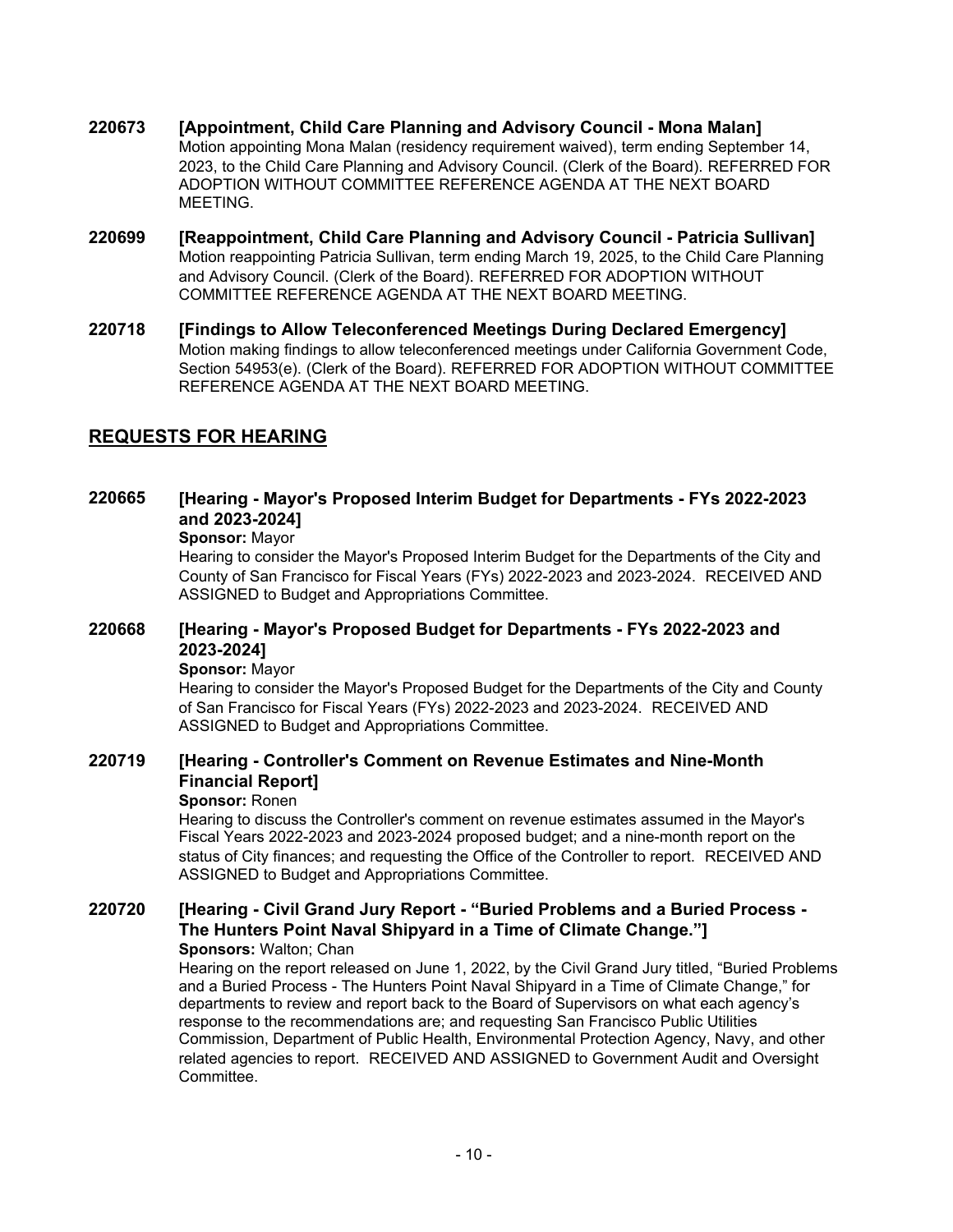**220673 [Appointment, Child Care Planning and Advisory Council - Mona Malan]**
Motion appointing Mona Malan (residency requirement waived), term ending September 14, 2023, to the Child Care Planning and Advisory Council. (Clerk of the Board). REFERRED FOR ADOPTION WITHOUT COMMITTEE REFERENCE AGENDA AT THE NEXT BOARD MEETING.

**220699 [Reappointment, Child Care Planning and Advisory Council - Patricia Sullivan]**
Motion reappointing Patricia Sullivan, term ending March 19, 2025, to the Child Care Planning and Advisory Council. (Clerk of the Board). REFERRED FOR ADOPTION WITHOUT COMMITTEE REFERENCE AGENDA AT THE NEXT BOARD MEETING.

**220718 [Findings to Allow Teleconferenced Meetings During Declared Emergency]**
Motion making findings to allow teleconferenced meetings under California Government Code, Section 54953(e). (Clerk of the Board). REFERRED FOR ADOPTION WITHOUT COMMITTEE REFERENCE AGENDA AT THE NEXT BOARD MEETING.

## REQUESTS FOR HEARING

**220665 [Hearing - Mayor's Proposed Interim Budget for Departments - FYs 2022-2023 and 2023-2024]**
**Sponsor:** Mayor
Hearing to consider the Mayor's Proposed Interim Budget for the Departments of the City and County of San Francisco for Fiscal Years (FYs) 2022-2023 and 2023-2024. RECEIVED AND ASSIGNED to Budget and Appropriations Committee.

**220668 [Hearing - Mayor's Proposed Budget for Departments - FYs 2022-2023 and 2023-2024]**
**Sponsor:** Mayor
Hearing to consider the Mayor's Proposed Budget for the Departments of the City and County of San Francisco for Fiscal Years (FYs) 2022-2023 and 2023-2024. RECEIVED AND ASSIGNED to Budget and Appropriations Committee.

**220719 [Hearing - Controller's Comment on Revenue Estimates and Nine-Month Financial Report]**
**Sponsor:** Ronen
Hearing to discuss the Controller's comment on revenue estimates assumed in the Mayor's Fiscal Years 2022-2023 and 2023-2024 proposed budget; and a nine-month report on the status of City finances; and requesting the Office of the Controller to report. RECEIVED AND ASSIGNED to Budget and Appropriations Committee.

**220720 [Hearing - Civil Grand Jury Report - "Buried Problems and a Buried Process - The Hunters Point Naval Shipyard in a Time of Climate Change."]**
**Sponsors:** Walton; Chan
Hearing on the report released on June 1, 2022, by the Civil Grand Jury titled, "Buried Problems and a Buried Process - The Hunters Point Naval Shipyard in a Time of Climate Change," for departments to review and report back to the Board of Supervisors on what each agency's response to the recommendations are; and requesting San Francisco Public Utilities Commission, Department of Public Health, Environmental Protection Agency, Navy, and other related agencies to report. RECEIVED AND ASSIGNED to Government Audit and Oversight Committee.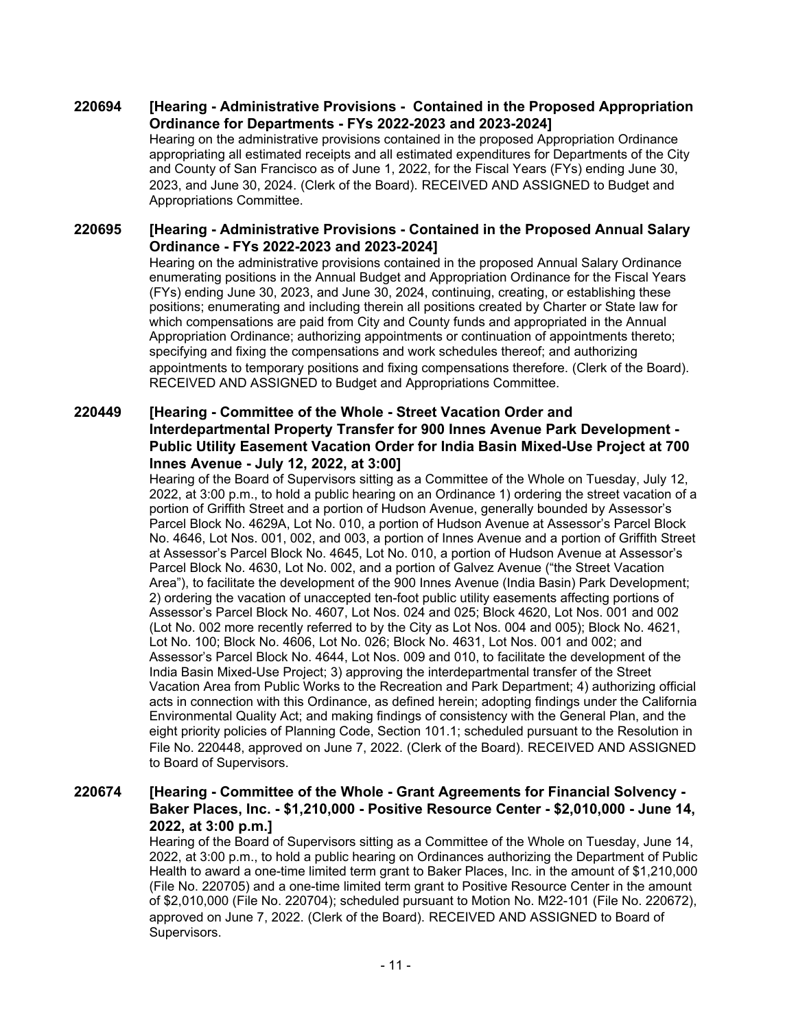**220694 [Hearing - Administrative Provisions - Contained in the Proposed Appropriation Ordinance for Departments - FYs 2022-2023 and 2023-2024]**

Hearing on the administrative provisions contained in the proposed Appropriation Ordinance appropriating all estimated receipts and all estimated expenditures for Departments of the City and County of San Francisco as of June 1, 2022, for the Fiscal Years (FYs) ending June 30, 2023, and June 30, 2024. (Clerk of the Board). RECEIVED AND ASSIGNED to Budget and Appropriations Committee.

**220695 [Hearing - Administrative Provisions - Contained in the Proposed Annual Salary Ordinance - FYs 2022-2023 and 2023-2024]**

Hearing on the administrative provisions contained in the proposed Annual Salary Ordinance enumerating positions in the Annual Budget and Appropriation Ordinance for the Fiscal Years (FYs) ending June 30, 2023, and June 30, 2024, continuing, creating, or establishing these positions; enumerating and including therein all positions created by Charter or State law for which compensations are paid from City and County funds and appropriated in the Annual Appropriation Ordinance; authorizing appointments or continuation of appointments thereto; specifying and fixing the compensations and work schedules thereof; and authorizing appointments to temporary positions and fixing compensations therefore. (Clerk of the Board). RECEIVED AND ASSIGNED to Budget and Appropriations Committee.

**220449 [Hearing - Committee of the Whole - Street Vacation Order and Interdepartmental Property Transfer for 900 Innes Avenue Park Development - Public Utility Easement Vacation Order for India Basin Mixed-Use Project at 700 Innes Avenue - July 12, 2022, at 3:00]**

Hearing of the Board of Supervisors sitting as a Committee of the Whole on Tuesday, July 12, 2022, at 3:00 p.m., to hold a public hearing on an Ordinance 1) ordering the street vacation of a portion of Griffith Street and a portion of Hudson Avenue, generally bounded by Assessor's Parcel Block No. 4629A, Lot No. 010, a portion of Hudson Avenue at Assessor's Parcel Block No. 4646, Lot Nos. 001, 002, and 003, a portion of Innes Avenue and a portion of Griffith Street at Assessor's Parcel Block No. 4645, Lot No. 010, a portion of Hudson Avenue at Assessor's Parcel Block No. 4630, Lot No. 002, and a portion of Galvez Avenue ("the Street Vacation Area"), to facilitate the development of the 900 Innes Avenue (India Basin) Park Development; 2) ordering the vacation of unaccepted ten-foot public utility easements affecting portions of Assessor's Parcel Block No. 4607, Lot Nos. 024 and 025; Block 4620, Lot Nos. 001 and 002 (Lot No. 002 more recently referred to by the City as Lot Nos. 004 and 005); Block No. 4621, Lot No. 100; Block No. 4606, Lot No. 026; Block No. 4631, Lot Nos. 001 and 002; and Assessor's Parcel Block No. 4644, Lot Nos. 009 and 010, to facilitate the development of the India Basin Mixed-Use Project; 3) approving the interdepartmental transfer of the Street Vacation Area from Public Works to the Recreation and Park Department; 4) authorizing official acts in connection with this Ordinance, as defined herein; adopting findings under the California Environmental Quality Act; and making findings of consistency with the General Plan, and the eight priority policies of Planning Code, Section 101.1; scheduled pursuant to the Resolution in File No. 220448, approved on June 7, 2022. (Clerk of the Board). RECEIVED AND ASSIGNED to Board of Supervisors.

**220674 [Hearing - Committee of the Whole - Grant Agreements for Financial Solvency - Baker Places, Inc. - $1,210,000 - Positive Resource Center - $2,010,000 - June 14, 2022, at 3:00 p.m.]**

Hearing of the Board of Supervisors sitting as a Committee of the Whole on Tuesday, June 14, 2022, at 3:00 p.m., to hold a public hearing on Ordinances authorizing the Department of Public Health to award a one-time limited term grant to Baker Places, Inc. in the amount of $1,210,000 (File No. 220705) and a one-time limited term grant to Positive Resource Center in the amount of $2,010,000 (File No. 220704); scheduled pursuant to Motion No. M22-101 (File No. 220672), approved on June 7, 2022. (Clerk of the Board). RECEIVED AND ASSIGNED to Board of Supervisors.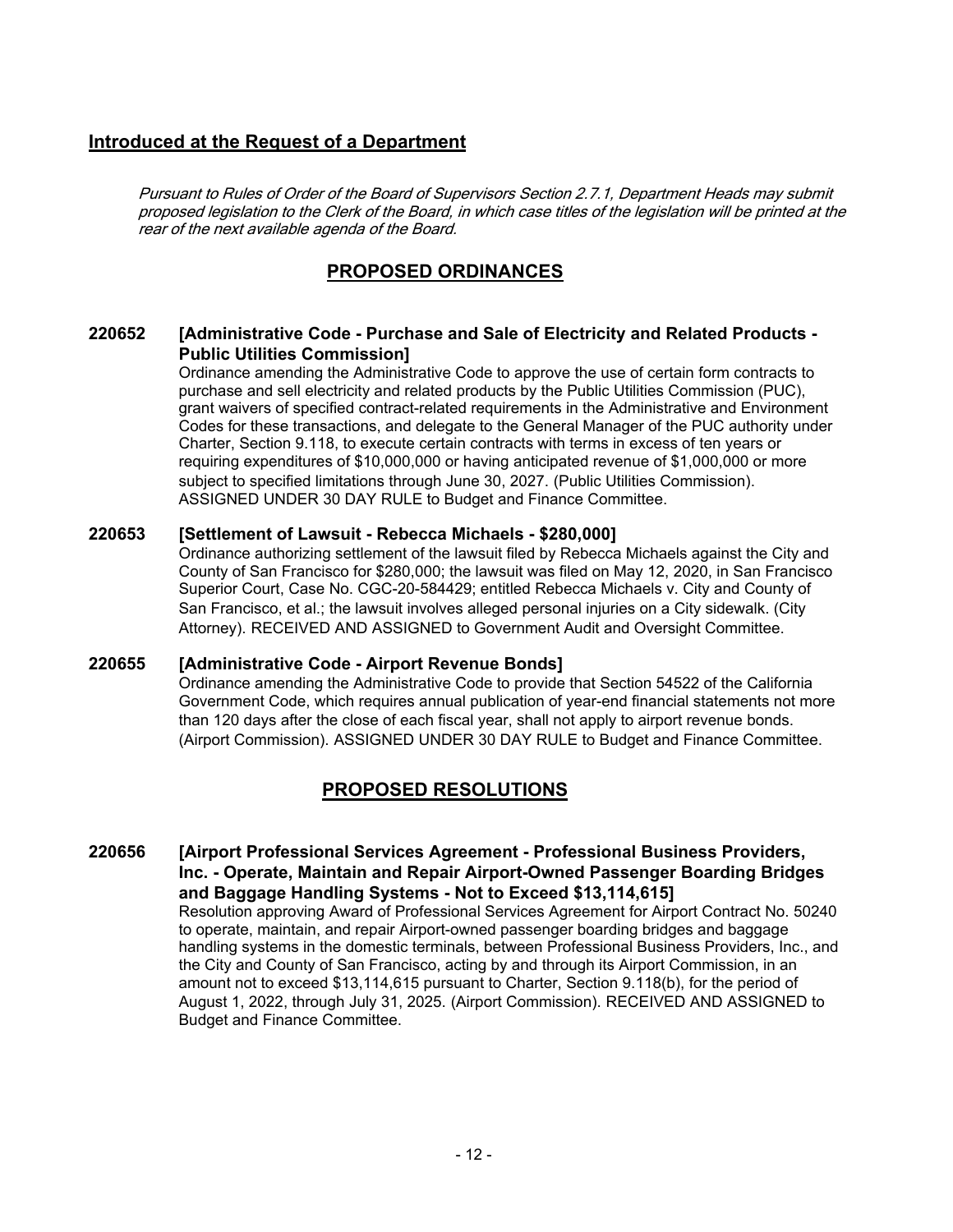## Introduced at the Request of a Department

*Pursuant to Rules of Order of the Board of Supervisors Section 2.7.1, Department Heads may submit proposed legislation to the Clerk of the Board, in which case titles of the legislation will be printed at the rear of the next available agenda of the Board.*

## PROPOSED ORDINANCES

**220652 [Administrative Code - Purchase and Sale of Electricity and Related Products - Public Utilities Commission]**

Ordinance amending the Administrative Code to approve the use of certain form contracts to purchase and sell electricity and related products by the Public Utilities Commission (PUC), grant waivers of specified contract-related requirements in the Administrative and Environment Codes for these transactions, and delegate to the General Manager of the PUC authority under Charter, Section 9.118, to execute certain contracts with terms in excess of ten years or requiring expenditures of $10,000,000 or having anticipated revenue of $1,000,000 or more subject to specified limitations through June 30, 2027. (Public Utilities Commission). ASSIGNED UNDER 30 DAY RULE to Budget and Finance Committee.

**220653 [Settlement of Lawsuit - Rebecca Michaels - $280,000]**

Ordinance authorizing settlement of the lawsuit filed by Rebecca Michaels against the City and County of San Francisco for $280,000; the lawsuit was filed on May 12, 2020, in San Francisco Superior Court, Case No. CGC-20-584429; entitled Rebecca Michaels v. City and County of San Francisco, et al.; the lawsuit involves alleged personal injuries on a City sidewalk. (City Attorney). RECEIVED AND ASSIGNED to Government Audit and Oversight Committee.

**220655 [Administrative Code - Airport Revenue Bonds]**

Ordinance amending the Administrative Code to provide that Section 54522 of the California Government Code, which requires annual publication of year-end financial statements not more than 120 days after the close of each fiscal year, shall not apply to airport revenue bonds. (Airport Commission). ASSIGNED UNDER 30 DAY RULE to Budget and Finance Committee.

## PROPOSED RESOLUTIONS

**220656 [Airport Professional Services Agreement - Professional Business Providers, Inc. - Operate, Maintain and Repair Airport-Owned Passenger Boarding Bridges and Baggage Handling Systems - Not to Exceed $13,114,615]**

Resolution approving Award of Professional Services Agreement for Airport Contract No. 50240 to operate, maintain, and repair Airport-owned passenger boarding bridges and baggage handling systems in the domestic terminals, between Professional Business Providers, Inc., and the City and County of San Francisco, acting by and through its Airport Commission, in an amount not to exceed $13,114,615 pursuant to Charter, Section 9.118(b), for the period of August 1, 2022, through July 31, 2025. (Airport Commission). RECEIVED AND ASSIGNED to Budget and Finance Committee.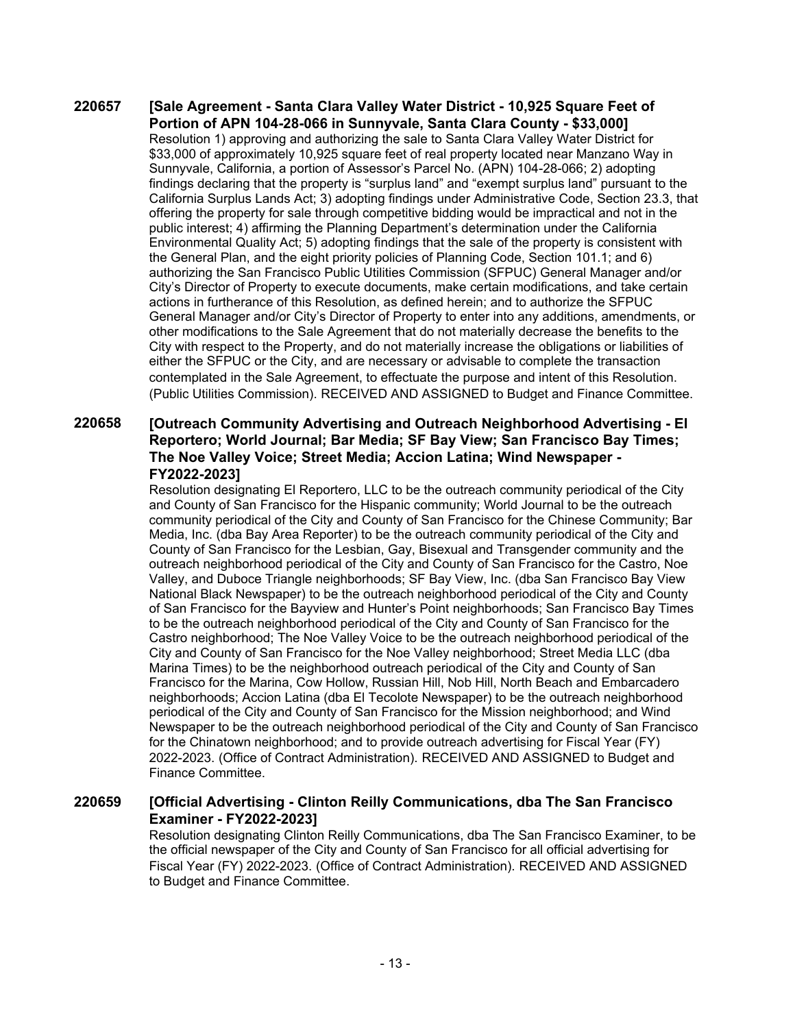**220657 [Sale Agreement - Santa Clara Valley Water District - 10,925 Square Feet of Portion of APN 104-28-066 in Sunnyvale, Santa Clara County - $33,000]**

Resolution 1) approving and authorizing the sale to Santa Clara Valley Water District for $33,000 of approximately 10,925 square feet of real property located near Manzano Way in Sunnyvale, California, a portion of Assessor's Parcel No. (APN) 104-28-066; 2) adopting findings declaring that the property is "surplus land" and "exempt surplus land" pursuant to the California Surplus Lands Act; 3) adopting findings under Administrative Code, Section 23.3, that offering the property for sale through competitive bidding would be impractical and not in the public interest; 4) affirming the Planning Department's determination under the California Environmental Quality Act; 5) adopting findings that the sale of the property is consistent with the General Plan, and the eight priority policies of Planning Code, Section 101.1; and 6) authorizing the San Francisco Public Utilities Commission (SFPUC) General Manager and/or City's Director of Property to execute documents, make certain modifications, and take certain actions in furtherance of this Resolution, as defined herein; and to authorize the SFPUC General Manager and/or City's Director of Property to enter into any additions, amendments, or other modifications to the Sale Agreement that do not materially decrease the benefits to the City with respect to the Property, and do not materially increase the obligations or liabilities of either the SFPUC or the City, and are necessary or advisable to complete the transaction contemplated in the Sale Agreement, to effectuate the purpose and intent of this Resolution. (Public Utilities Commission). RECEIVED AND ASSIGNED to Budget and Finance Committee.

**220658 [Outreach Community Advertising and Outreach Neighborhood Advertising - El Reportero; World Journal; Bar Media; SF Bay View; San Francisco Bay Times; The Noe Valley Voice; Street Media; Accion Latina; Wind Newspaper - FY2022-2023]**

Resolution designating El Reportero, LLC to be the outreach community periodical of the City and County of San Francisco for the Hispanic community; World Journal to be the outreach community periodical of the City and County of San Francisco for the Chinese Community; Bar Media, Inc. (dba Bay Area Reporter) to be the outreach community periodical of the City and County of San Francisco for the Lesbian, Gay, Bisexual and Transgender community and the outreach neighborhood periodical of the City and County of San Francisco for the Castro, Noe Valley, and Duboce Triangle neighborhoods; SF Bay View, Inc. (dba San Francisco Bay View National Black Newspaper) to be the outreach neighborhood periodical of the City and County of San Francisco for the Bayview and Hunter's Point neighborhoods; San Francisco Bay Times to be the outreach neighborhood periodical of the City and County of San Francisco for the Castro neighborhood; The Noe Valley Voice to be the outreach neighborhood periodical of the City and County of San Francisco for the Noe Valley neighborhood; Street Media LLC (dba Marina Times) to be the neighborhood outreach periodical of the City and County of San Francisco for the Marina, Cow Hollow, Russian Hill, Nob Hill, North Beach and Embarcadero neighborhoods; Accion Latina (dba El Tecolote Newspaper) to be the outreach neighborhood periodical of the City and County of San Francisco for the Mission neighborhood; and Wind Newspaper to be the outreach neighborhood periodical of the City and County of San Francisco for the Chinatown neighborhood; and to provide outreach advertising for Fiscal Year (FY) 2022-2023. (Office of Contract Administration). RECEIVED AND ASSIGNED to Budget and Finance Committee.

**220659 [Official Advertising - Clinton Reilly Communications, dba The San Francisco Examiner - FY2022-2023]**

Resolution designating Clinton Reilly Communications, dba The San Francisco Examiner, to be the official newspaper of the City and County of San Francisco for all official advertising for Fiscal Year (FY) 2022-2023. (Office of Contract Administration). RECEIVED AND ASSIGNED to Budget and Finance Committee.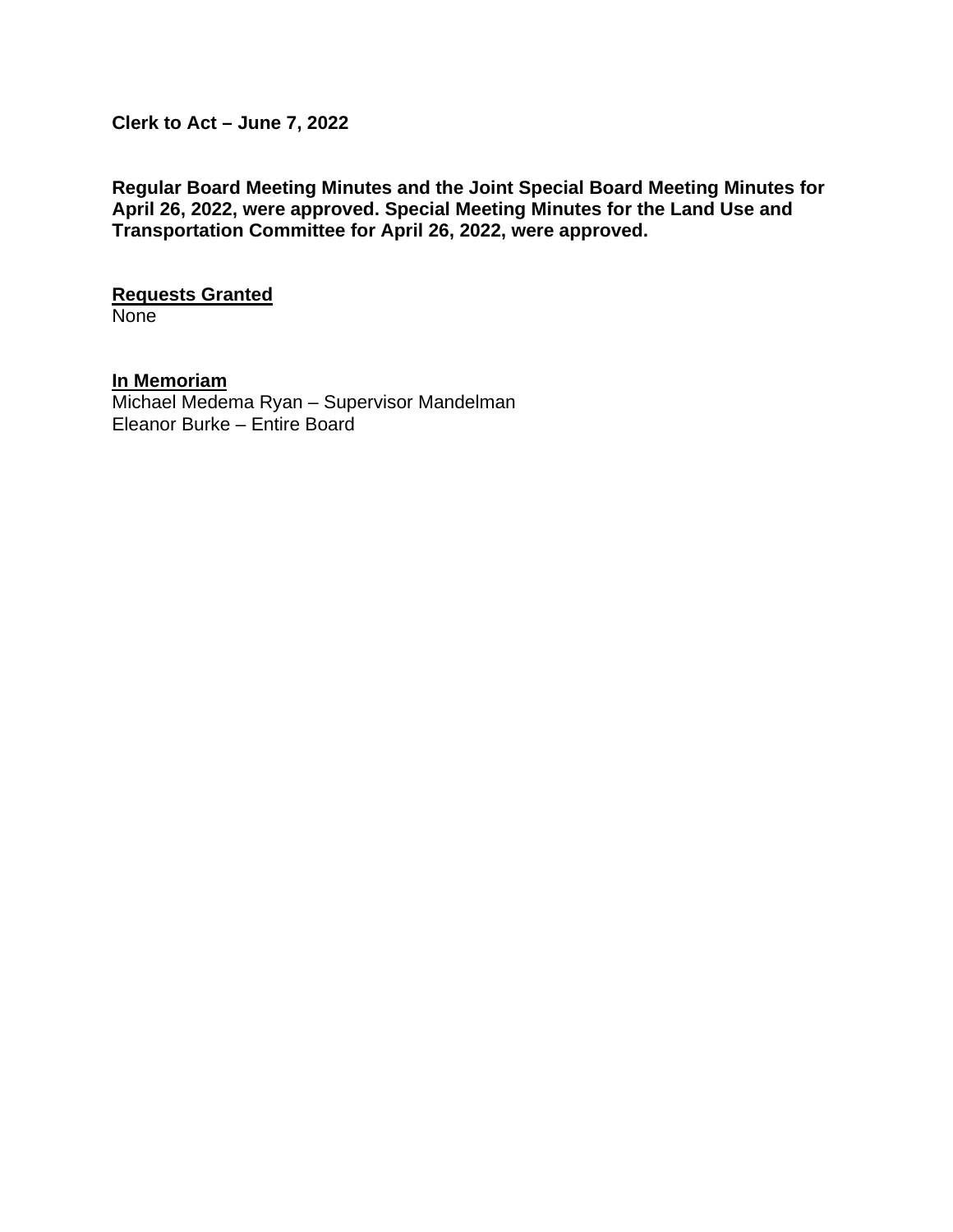**Clerk to Act – June 7, 2022**

**Regular Board Meeting Minutes and the Joint Special Board Meeting Minutes for April 26, 2022, were approved. Special Meeting Minutes for the Land Use and Transportation Committee for April 26, 2022, were approved.**

**Requests Granted**

None

**In Memoriam**

Michael Medema Ryan – Supervisor Mandelman

Eleanor Burke – Entire Board